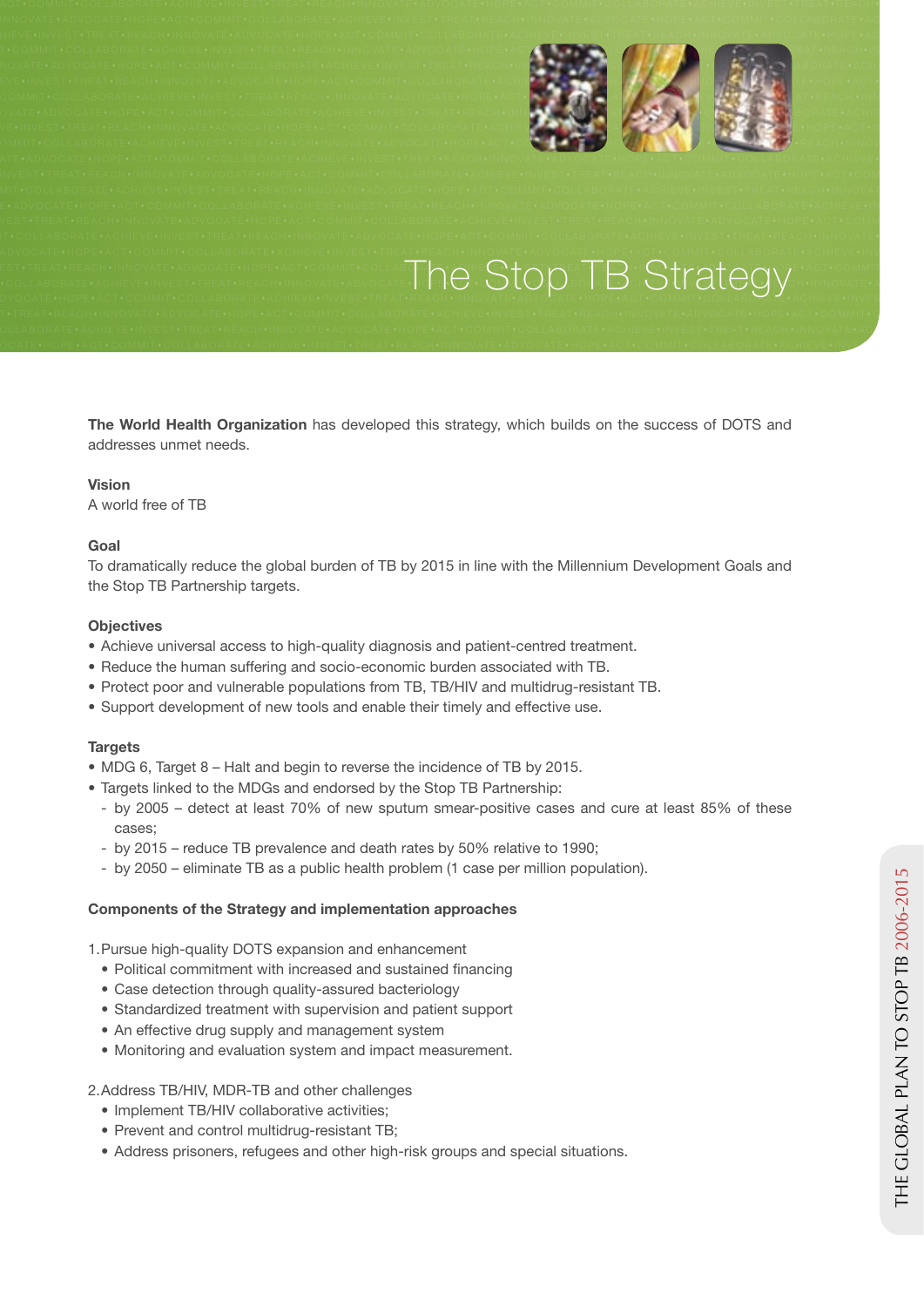// The Stop TB Strategy

**The World Health Organization** has developed this strategy, which builds on the success of DOTS and addresses unmet needs.

**Vision**
A world free of TB

**Goal**
To dramatically reduce the global burden of TB by 2015 in line with the Millennium Development Goals and the Stop TB Partnership targets.

**Objectives**

- Achieve universal access to high-quality diagnosis and patient-centred treatment.
- Reduce the human suffering and socio-economic burden associated with TB.
- Protect poor and vulnerable populations from TB, TB/HIV and multidrug-resistant TB.
- Support development of new tools and enable their timely and effective use.

**Targets**

- MDG 6, Target 8 – Halt and begin to reverse the incidence of TB by 2015.
- Targets linked to the MDGs and endorsed by the Stop TB Partnership:
  - by 2005 – detect at least 70% of new sputum smear-positive cases and cure at least 85% of these cases;
  - by 2015 – reduce TB prevalence and death rates by 50% relative to 1990;
  - by 2050 – eliminate TB as a public health problem (1 case per million population).

**Components of the Strategy and implementation approaches**

1. Pursue high-quality DOTS expansion and enhancement
   - Political commitment with increased and sustained financing
   - Case detection through quality-assured bacteriology
   - Standardized treatment with supervision and patient support
   - An effective drug supply and management system
   - Monitoring and evaluation system and impact measurement.

2. Address TB/HIV, MDR-TB and other challenges
   - Implement TB/HIV collaborative activities;
   - Prevent and control multidrug-resistant TB;
   - Address prisoners, refugees and other high-risk groups and special situations.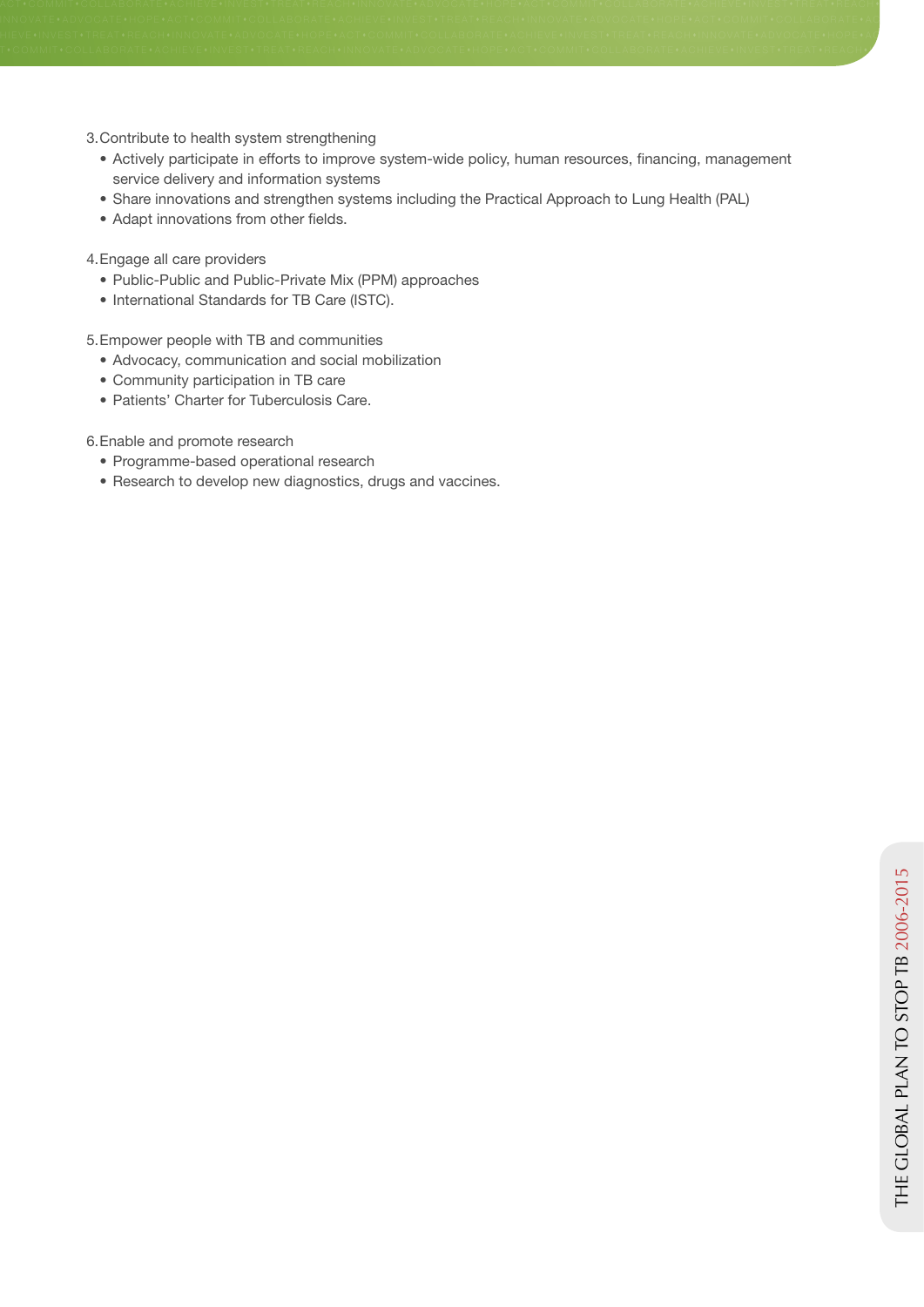3. Contribute to health system strengthening
   - Actively participate in efforts to improve system-wide policy, human resources, financing, management service delivery and information systems
   - Share innovations and strengthen systems including the Practical Approach to Lung Health (PAL)
   - Adapt innovations from other fields.

4. Engage all care providers
   - Public-Public and Public-Private Mix (PPM) approaches
   - International Standards for TB Care (ISTC).

5. Empower people with TB and communities
   - Advocacy, communication and social mobilization
   - Community participation in TB care
   - Patients' Charter for Tuberculosis Care.

6. Enable and promote research
   - Programme-based operational research
   - Research to develop new diagnostics, drugs and vaccines.